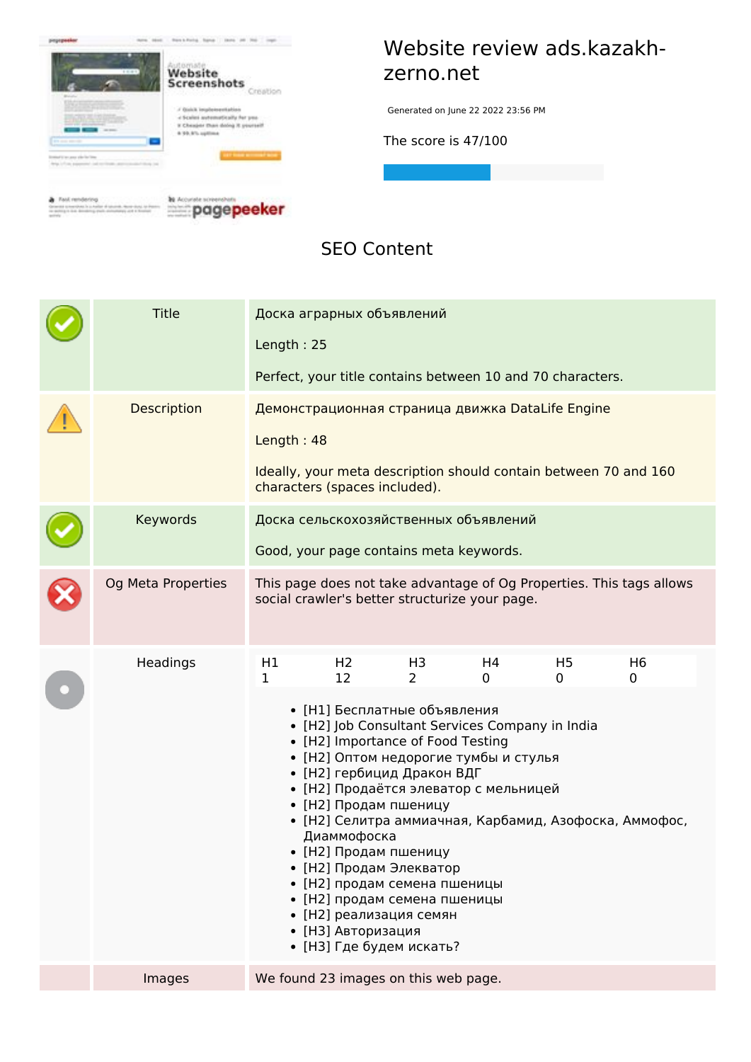# Website review ads.kazakh-zerno.net

Generated on June 22 2022 23:56 PM

The score is 47/100

## SEO Content

| | | |
|---|---|---|
| | Title | Доска аграрных объявлений<br><br>Length : 25<br><br>Perfect, your title contains between 10 and 70 characters. |
| | Description | Демонстрационная страница движка DataLife Engine<br><br>Length : 48<br><br>Ideally, your meta description should contain between 70 and 160 characters (spaces included). |
| | Keywords | Доска сельскохозяйственных объявлений<br><br>Good, your page contains meta keywords. |
| | Og Meta Properties | This page does not take advantage of Og Properties. This tags allows social crawler's better structurize your page. |
| | Headings | H1: 1, H2: 12, H3: 2, H4: 0, H5: 0, H6: 0 |
| | Images | We found 23 images on this web page. |

**Headings**

| H1 | H2 | H3 | H4 | H5 | H6 |
|---|---|---|---|---|---|
| 1 | 12 | 2 | 0 | 0 | 0 |

- [H1] Бесплатные объявления
- [H2] Job Consultant Services Company in India
- [H2] Importance of Food Testing
- [H2] Оптом недорогие тумбы и стулья
- [H2] гербицид Дракон ВДГ
- [H2] Продаётся элеватор с мельницей
- [H2] Продам пшеницу
- [H2] Селитра аммиачная, Карбамид, Азофоска, Аммофос, Диаммофоска
- [H2] Продам пшеницу
- [H2] Продам Элеквагор
- [H2] продам семена пшеницы
- [H2] продам семена пшеницы
- [H2] реализация семян
- [H3] Авторизация
- [H3] Где будем искать?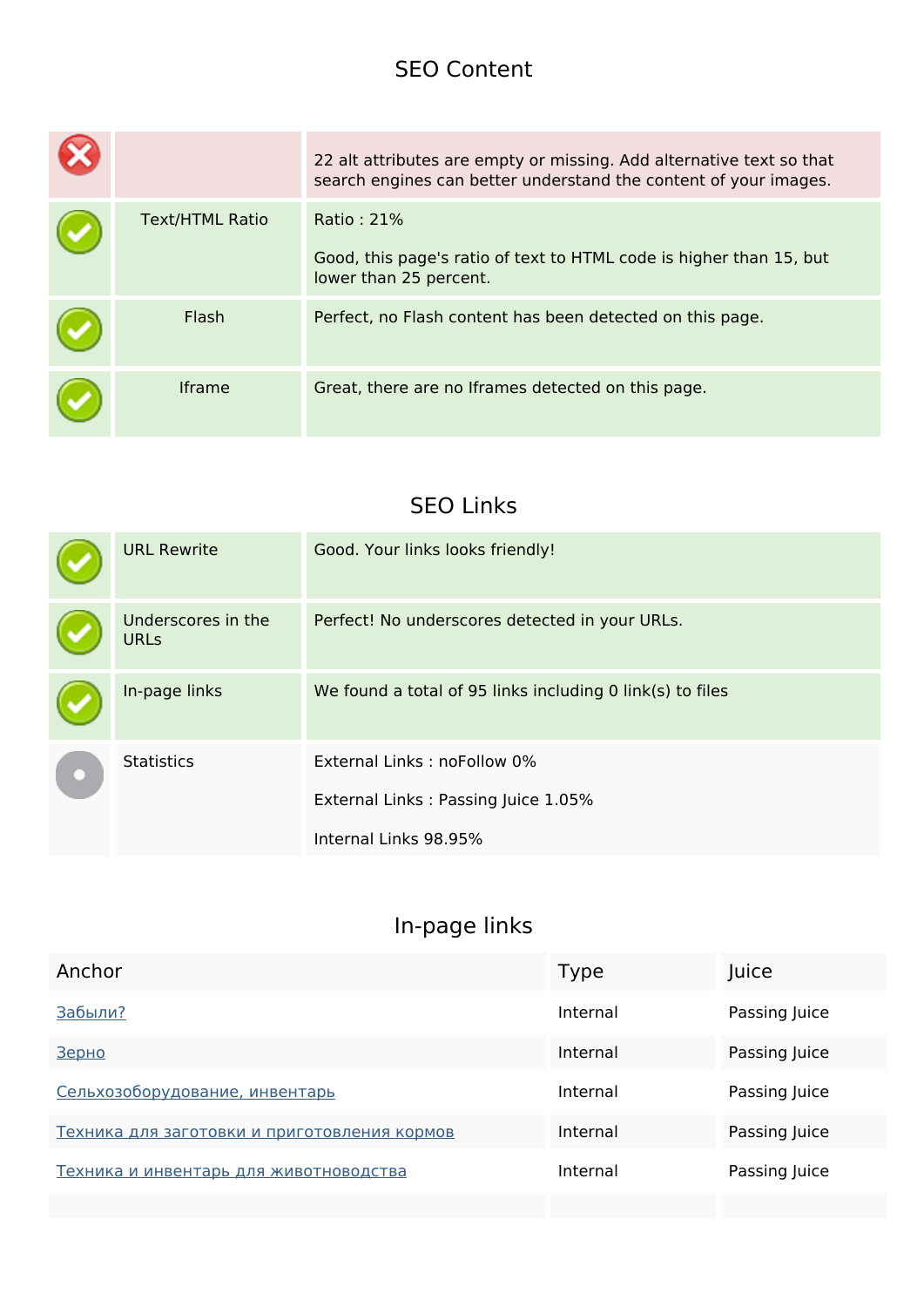## SEO Content

| | | |
|---|---|---|
| ✗ | | 22 alt attributes are empty or missing. Add alternative text so that search engines can better understand the content of your images. |
| ✓ | Text/HTML Ratio | Ratio : 21%<br><br>Good, this page's ratio of text to HTML code is higher than 15, but lower than 25 percent. |
| ✓ | Flash | Perfect, no Flash content has been detected on this page. |
| ✓ | Iframe | Great, there are no Iframes detected on this page. |

## SEO Links

| | | |
|---|---|---|
| ✓ | URL Rewrite | Good. Your links looks friendly! |
| ✓ | Underscores in the URLs | Perfect! No underscores detected in your URLs. |
| ✓ | In-page links | We found a total of 95 links including 0 link(s) to files |
| ● | Statistics | External Links : noFollow 0%<br><br>External Links : Passing Juice 1.05%<br><br>Internal Links 98.95% |

## In-page links

| Anchor | Type | Juice |
|---|---|---|
| Забыли? | Internal | Passing Juice |
| Зерно | Internal | Passing Juice |
| Сельхозоборудование, инвентарь | Internal | Passing Juice |
| Техника для заготовки и приготовления кормов | Internal | Passing Juice |
| Техника и инвентарь для животноводства | Internal | Passing Juice |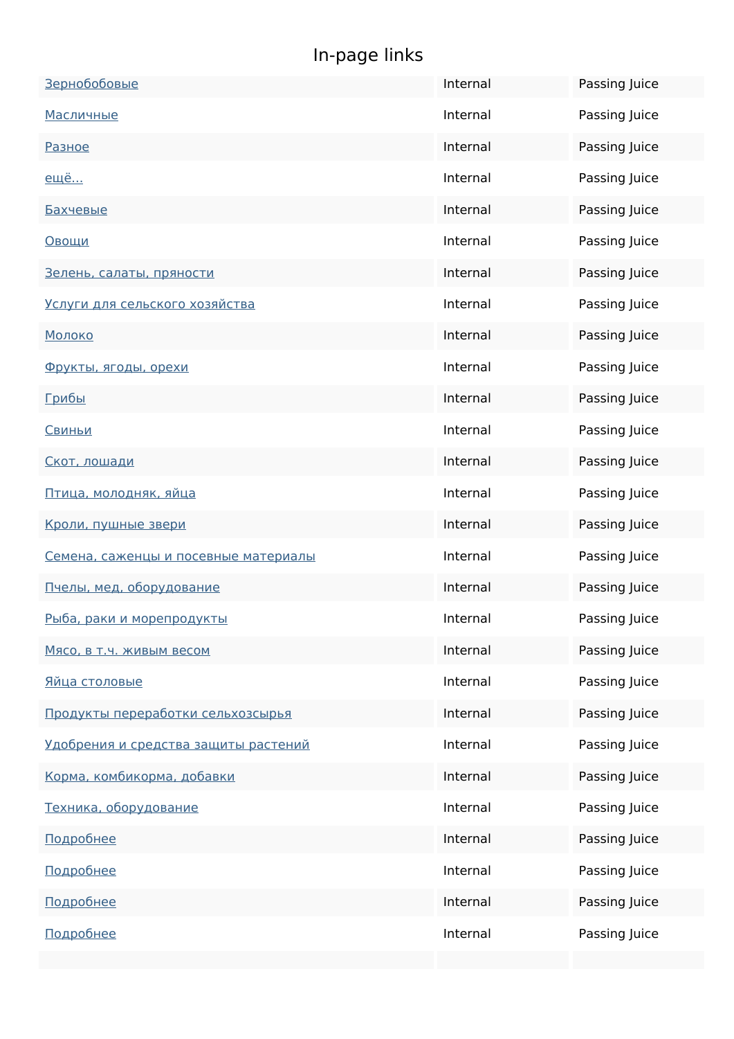## In-page links

| | | |
|---|---|---|
| Зернобобовые | Internal | Passing Juice |
| Масличные | Internal | Passing Juice |
| Разное | Internal | Passing Juice |
| ещё... | Internal | Passing Juice |
| Бахчевые | Internal | Passing Juice |
| Овощи | Internal | Passing Juice |
| Зелень, салаты, пряности | Internal | Passing Juice |
| Услуги для сельского хозяйства | Internal | Passing Juice |
| Молоко | Internal | Passing Juice |
| Фрукты, ягоды, орехи | Internal | Passing Juice |
| Грибы | Internal | Passing Juice |
| Свиньи | Internal | Passing Juice |
| Скот, лошади | Internal | Passing Juice |
| Птица, молодняк, яйца | Internal | Passing Juice |
| Кроли, пушные звери | Internal | Passing Juice |
| Семена, саженцы и посевные материалы | Internal | Passing Juice |
| Пчелы, мед, оборудование | Internal | Passing Juice |
| Рыба, раки и морепродукты | Internal | Passing Juice |
| Мясо, в т.ч. живым весом | Internal | Passing Juice |
| Яйца столовые | Internal | Passing Juice |
| Продукты переработки сельхозсырья | Internal | Passing Juice |
| Удобрения и средства защиты растений | Internal | Passing Juice |
| Корма, комбикорма, добавки | Internal | Passing Juice |
| Техника, оборудование | Internal | Passing Juice |
| Подробнее | Internal | Passing Juice |
| Подробнее | Internal | Passing Juice |
| Подробнее | Internal | Passing Juice |
| Подробнее | Internal | Passing Juice |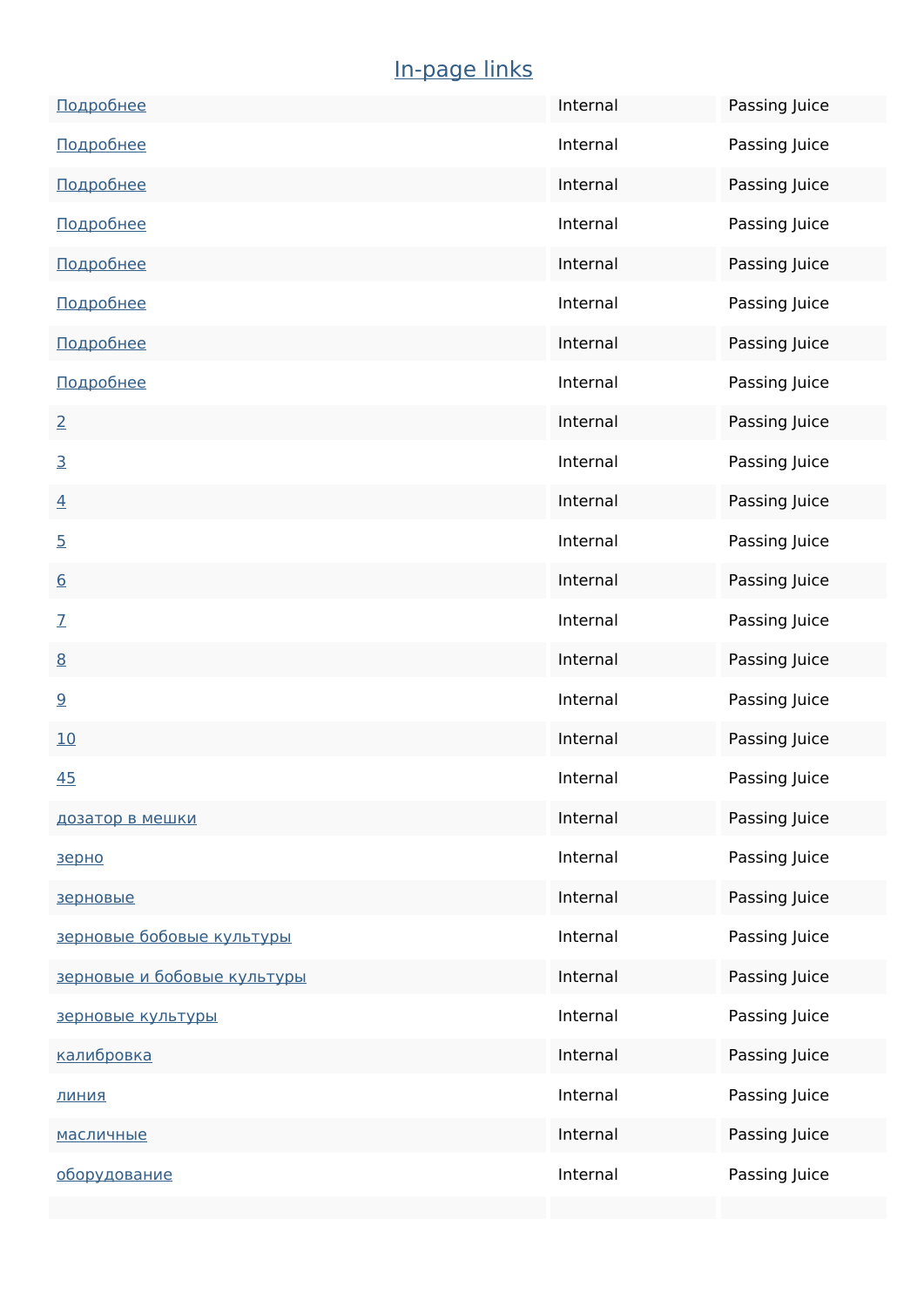## In-page links

| | | |
|---|---|---|
| Подробнее | Internal | Passing Juice |
| Подробнее | Internal | Passing Juice |
| Подробнее | Internal | Passing Juice |
| Подробнее | Internal | Passing Juice |
| Подробнее | Internal | Passing Juice |
| Подробнее | Internal | Passing Juice |
| Подробнее | Internal | Passing Juice |
| Подробнее | Internal | Passing Juice |
| 2 | Internal | Passing Juice |
| 3 | Internal | Passing Juice |
| 4 | Internal | Passing Juice |
| 5 | Internal | Passing Juice |
| 6 | Internal | Passing Juice |
| 7 | Internal | Passing Juice |
| 8 | Internal | Passing Juice |
| 9 | Internal | Passing Juice |
| 10 | Internal | Passing Juice |
| 45 | Internal | Passing Juice |
| дозатор в мешки | Internal | Passing Juice |
| зерно | Internal | Passing Juice |
| зерновые | Internal | Passing Juice |
| зерновые бобовые культуры | Internal | Passing Juice |
| зерновые и бобовые культуры | Internal | Passing Juice |
| зерновые культуры | Internal | Passing Juice |
| калибровка | Internal | Passing Juice |
| линия | Internal | Passing Juice |
| масличные | Internal | Passing Juice |
| оборудование | Internal | Passing Juice |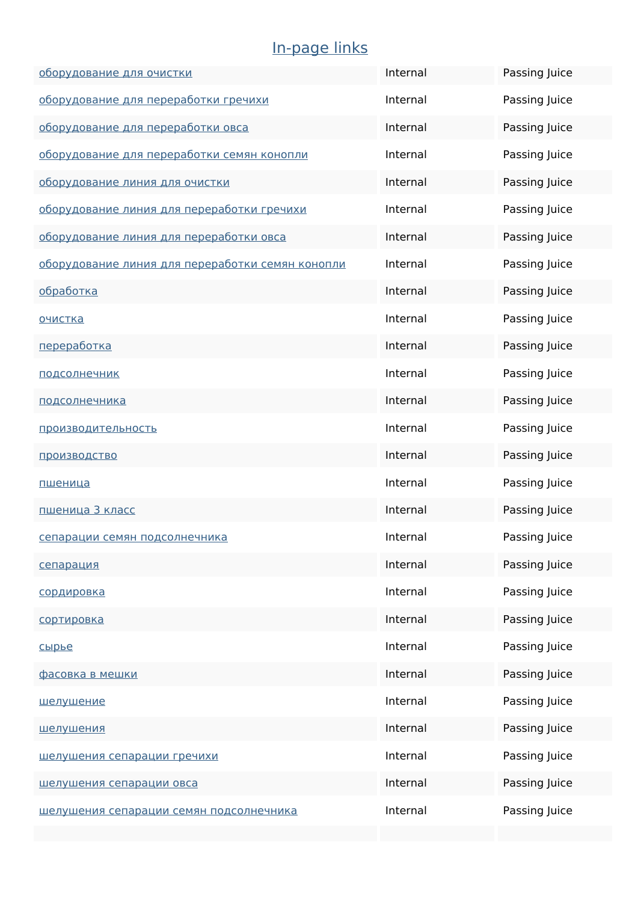## In-page links

| | | |
|---|---|---|
| оборудование для очистки | Internal | Passing Juice |
| оборудование для переработки гречихи | Internal | Passing Juice |
| оборудование для переработки овса | Internal | Passing Juice |
| оборудование для переработки семян конопли | Internal | Passing Juice |
| оборудование линия для очистки | Internal | Passing Juice |
| оборудование линия для переработки гречихи | Internal | Passing Juice |
| оборудование линия для переработки овса | Internal | Passing Juice |
| оборудование линия для переработки семян конопли | Internal | Passing Juice |
| обработка | Internal | Passing Juice |
| очистка | Internal | Passing Juice |
| переработка | Internal | Passing Juice |
| подсолнечник | Internal | Passing Juice |
| подсолнечника | Internal | Passing Juice |
| производительность | Internal | Passing Juice |
| производство | Internal | Passing Juice |
| пшеница | Internal | Passing Juice |
| пшеница 3 класс | Internal | Passing Juice |
| сепарации семян подсолнечника | Internal | Passing Juice |
| сепарация | Internal | Passing Juice |
| сордировка | Internal | Passing Juice |
| сортировка | Internal | Passing Juice |
| сырье | Internal | Passing Juice |
| фасовка в мешки | Internal | Passing Juice |
| шелушение | Internal | Passing Juice |
| шелушения | Internal | Passing Juice |
| шелушения сепарации гречихи | Internal | Passing Juice |
| шелушения сепарации овса | Internal | Passing Juice |
| шелушения сепарации семян подсолнечника | Internal | Passing Juice |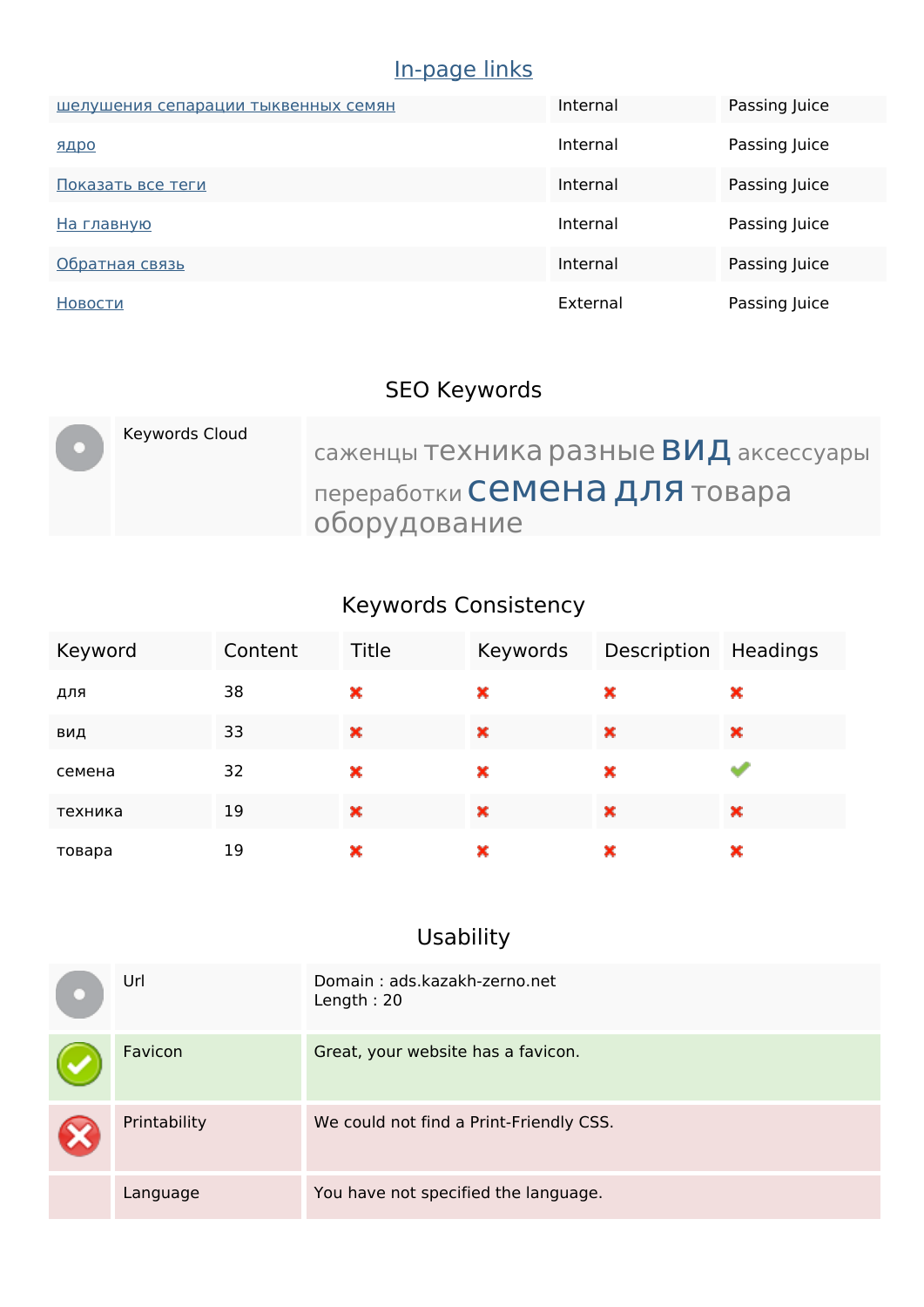## In-page links

| | | |
|---|---|---|
| шелушения сепарации тыквенных семян | Internal | Passing Juice |
| ядро | Internal | Passing Juice |
| Показать все теги | Internal | Passing Juice |
| На главную | Internal | Passing Juice |
| Обратная связь | Internal | Passing Juice |
| Новости | External | Passing Juice |

## SEO Keywords

| | | |
|---|---|---|
| | Keywords Cloud | саженцы техника разные вид аксессуары переработки семена для товара оборудование |

## Keywords Consistency

| Keyword | Content | Title | Keywords | Description | Headings |
|---|---|---|---|---|---|
| для | 38 | ✖ | ✖ | ✖ | ✖ |
| вид | 33 | ✖ | ✖ | ✖ | ✖ |
| семена | 32 | ✖ | ✖ | ✖ | ✔ |
| техника | 19 | ✖ | ✖ | ✖ | ✖ |
| товара | 19 | ✖ | ✖ | ✖ | ✖ |

## Usability

| | | |
|---|---|---|
| | Url | Domain : ads.kazakh-zerno.net<br>Length : 20 |
| ✔ | Favicon | Great, your website has a favicon. |
| ✖ | Printability | We could not find a Print-Friendly CSS. |
| | Language | You have not specified the language. |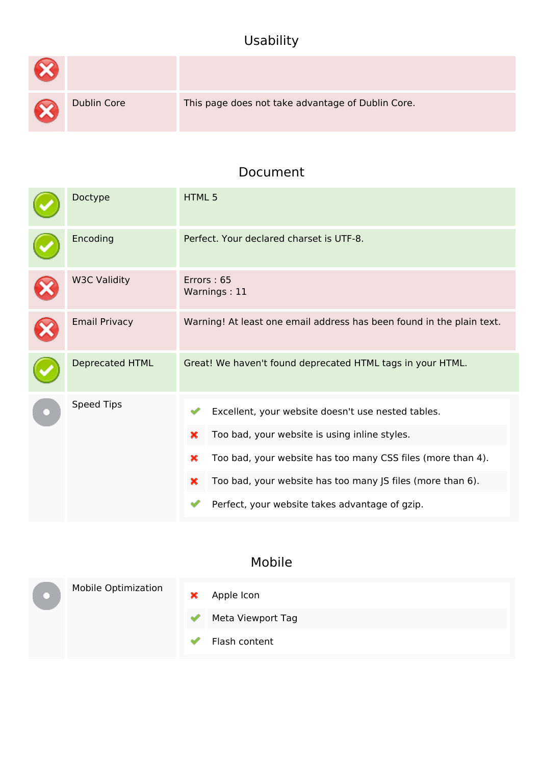## Usability

| Status | Check | Result |
|---|---|---|
| ✗ | | |
| ✗ | Dublin Core | This page does not take advantage of Dublin Core. |

## Document

| Status | Check | Result |
|---|---|---|
| ✓ | Doctype | HTML 5 |
| ✓ | Encoding | Perfect. Your declared charset is UTF-8. |
| ✗ | W3C Validity | Errors : 65<br>Warnings : 11 |
| ✗ | Email Privacy | Warning! At least one email address has been found in the plain text. |
| ✓ | Deprecated HTML | Great! We haven't found deprecated HTML tags in your HTML. |
| • | Speed Tips | ✓ Excellent, your website doesn't use nested tables.<br>✗ Too bad, your website is using inline styles.<br>✗ Too bad, your website has too many CSS files (more than 4).<br>✗ Too bad, your website has too many JS files (more than 6).<br>✓ Perfect, your website takes advantage of gzip. |

## Mobile

| Status | Check | Result |
|---|---|---|
| • | Mobile Optimization | ✗ Apple Icon<br>✓ Meta Viewport Tag<br>✓ Flash content |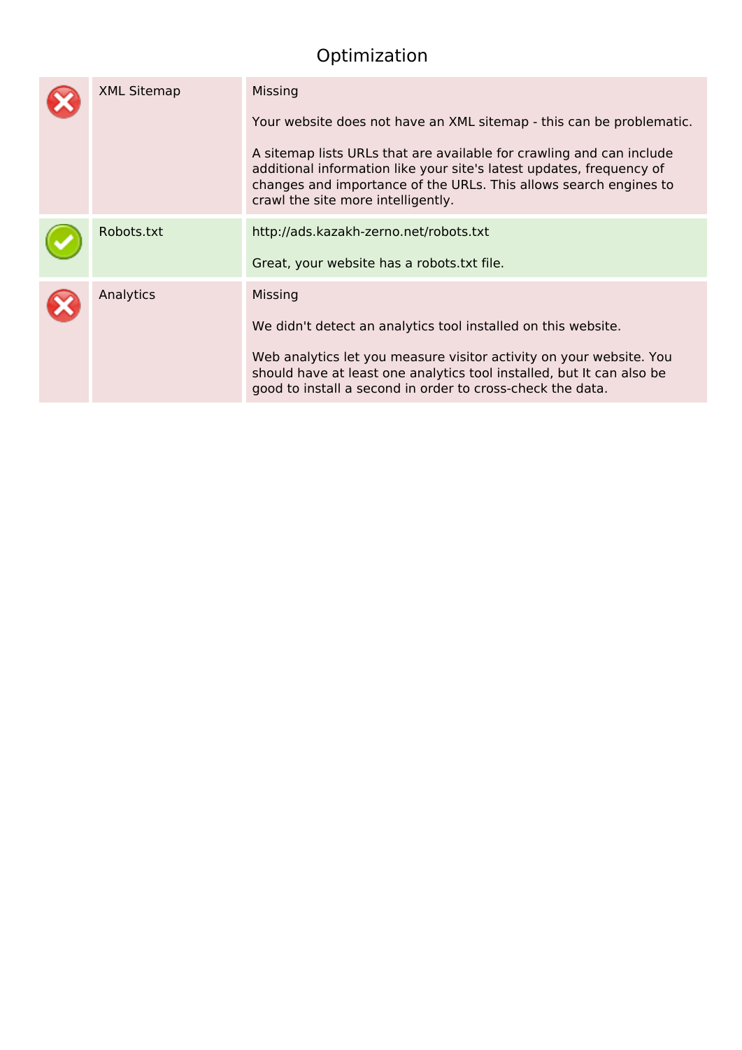# Optimization

| | | |
|---|---|---|
| ✗ | XML Sitemap | Missing<br><br>Your website does not have an XML sitemap - this can be problematic.<br><br>A sitemap lists URLs that are available for crawling and can include additional information like your site's latest updates, frequency of changes and importance of the URLs. This allows search engines to crawl the site more intelligently. |
| ✓ | Robots.txt | http://ads.kazakh-zerno.net/robots.txt<br><br>Great, your website has a robots.txt file. |
| ✗ | Analytics | Missing<br><br>We didn't detect an analytics tool installed on this website.<br><br>Web analytics let you measure visitor activity on your website. You should have at least one analytics tool installed, but It can also be good to install a second in order to cross-check the data. |